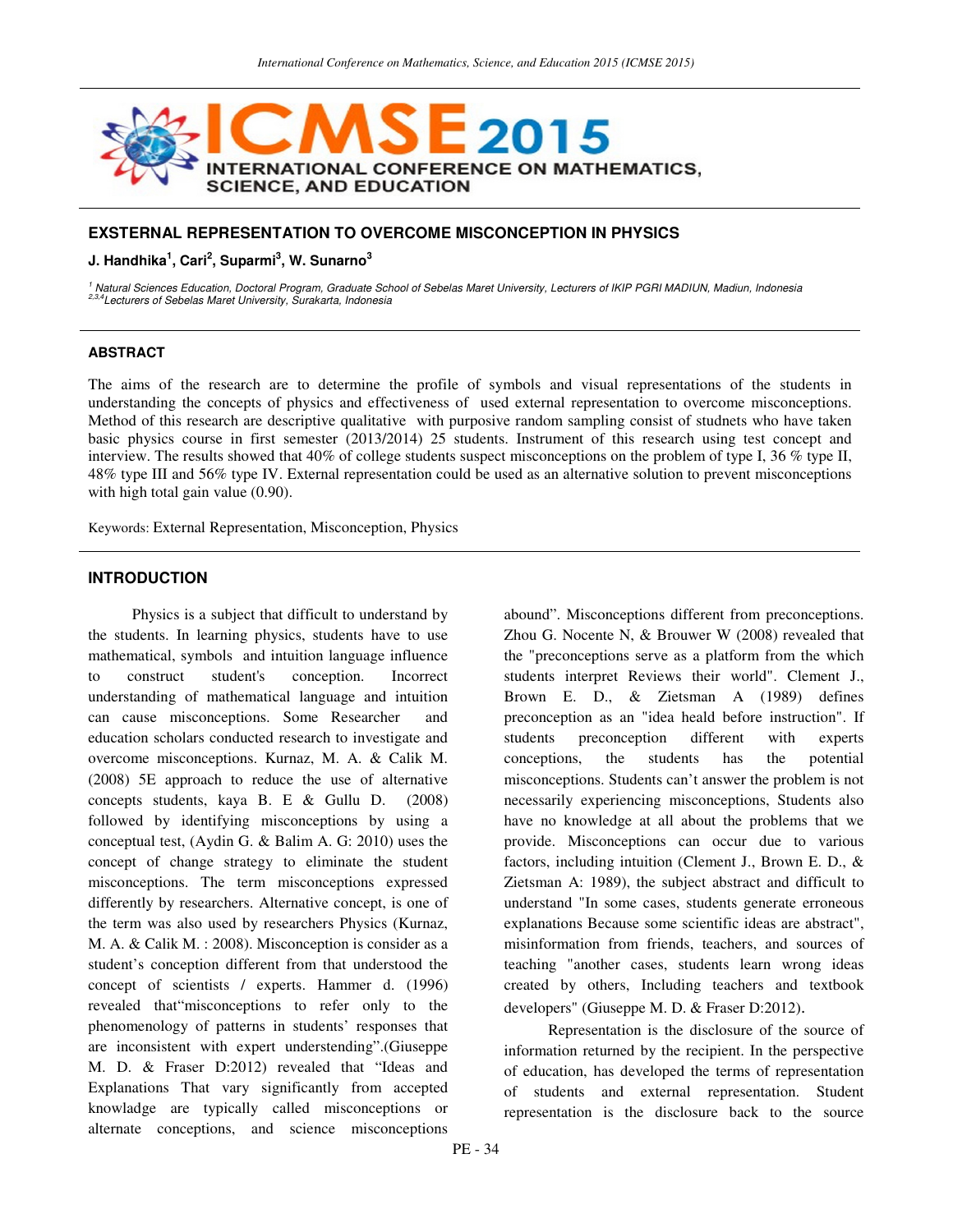## EXSTERNAL REPRESENTATION TO OVERCOME MISCONCEPTION IN PHYSICS

**J. Handhika[1], Cari[2], Suparmi[3], W. Sunarno[3]**

*[1] Natural Sciences Education, Doctoral Program, Graduate School of Sebelas Maret University, Lecturers of IKIP PGRI MADIUN, Madiun, Indonesia*
*[2,3,4]Lecturers of Sebelas Maret University, Surakarta, Indonesia*

### ABSTRACT

The aims of the research are to determine the profile of symbols and visual representations of the students in understanding the concepts of physics and effectiveness of used external representation to overcome misconceptions. Method of this research are descriptive qualitative with purposive random sampling consist of studnets who have taken basic physics course in first semester (2013/2014) 25 students. Instrument of this research using test concept and interview. The results showed that 40% of college students suspect misconceptions on the problem of type I, 36 % type II, 48% type III and 56% type IV. External representation could be used as an alternative solution to prevent misconceptions with high total gain value (0.90).

Keywords: External Representation, Misconception, Physics

### INTRODUCTION

Physics is a subject that difficult to understand by the students. In learning physics, students have to use mathematical, symbols and intuition language influence to construct student's conception. Incorrect understanding of mathematical language and intuition can cause misconceptions. Some Researcher and education scholars conducted research to investigate and overcome misconceptions. Kurnaz, M. A. & Calik M. (2008) 5E approach to reduce the use of alternative concepts students, kaya B. E & Gullu D. (2008) followed by identifying misconceptions by using a conceptual test, (Aydin G. & Balim A. G: 2010) uses the concept of change strategy to eliminate the student misconceptions. The term misconceptions expressed differently by researchers. Alternative concept, is one of the term was also used by researchers Physics (Kurnaz, M. A. & Calik M. : 2008). Misconception is consider as a student's conception different from that understood the concept of scientists / experts. Hammer d. (1996) revealed that"misconceptions to refer only to the phenomenology of patterns in students' responses that are inconsistent with expert understanding".(Giuseppe M. D. & Fraser D:2012) revealed that "Ideas and Explanations That vary significantly from accepted knowledge are typically called misconceptions or alternate conceptions, and science misconceptions abound". Misconceptions different from preconceptions. Zhou G. Nocente N, & Brouwer W (2008) revealed that the "preconceptions serve as a platform from the which students interpret Reviews their world". Clement J., Brown E. D., & Zietsman A (1989) defines preconception as an "idea heald before instruction". If students preconception different with experts conceptions, the students has the potential misconceptions. Students can't answer the problem is not necessarily experiencing misconceptions, Students also have no knowledge at all about the problems that we provide. Misconceptions can occur due to various factors, including intuition (Clement J., Brown E. D., & Zietsman A: 1989), the subject abstract and difficult to understand "In some cases, students generate erroneous explanations Because some scientific ideas are abstract", misinformation from friends, teachers, and sources of teaching "another cases, students learn wrong ideas created by others, Including teachers and textbook developers" (Giuseppe M. D. & Fraser D:2012).

Representation is the disclosure of the source of information returned by the recipient. In the perspective of education, has developed the terms of representation of students and external representation. Student representation is the disclosure back to the source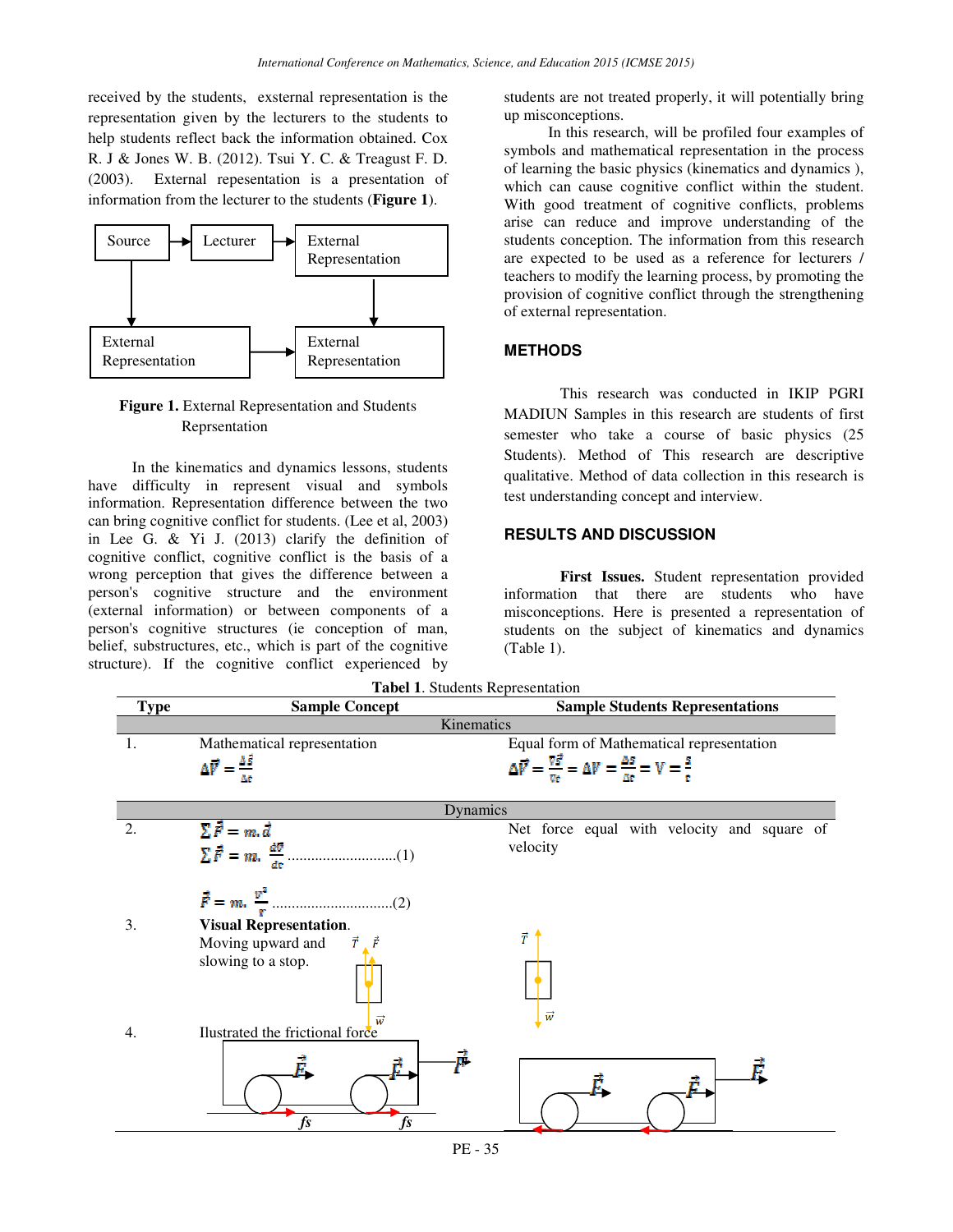received by the students, exsternal representation is the representation given by the lecturers to the students to help students reflect back the information obtained. Cox R. J & Jones W. B. (2012). Tsui Y. C. & Treagust F. D. (2003). External repesentation is a presentation of information from the lecturer to the students (**Figure 1**).

**Figure 1.** External Representation and Students Reprsentation

In the kinematics and dynamics lessons, students have difficulty in represent visual and symbols information. Representation difference between the two can bring cognitive conflict for students. (Lee et al, 2003) in Lee G. & Yi J. (2013) clarify the definition of cognitive conflict, cognitive conflict is the basis of a wrong perception that gives the difference between a person's cognitive structure and the environment (external information) or between components of a person's cognitive structures (ie conception of man, belief, substructures, etc., which is part of the cognitive structure). If the cognitive conflict experienced by students are not treated properly, it will potentially bring up misconceptions.

In this research, will be profiled four examples of symbols and mathematical representation in the process of learning the basic physics (kinematics and dynamics ), which can cause cognitive conflict within the student. With good treatment of cognitive conflicts, problems arise can reduce and improve understanding of the students conception. The information from this research are expected to be used as a reference for lecturers / teachers to modify the learning process, by promoting the provision of cognitive conflict through the strengthening of external representation.

## METHODS

This research was conducted in IKIP PGRI MADIUN Samples in this research are students of first semester who take a course of basic physics (25 Students). Method of This research are descriptive qualitative. Method of data collection in this research is test understanding concept and interview.

## RESULTS AND DISCUSSION

**First Issues.** Student representation provided information that there are students who have misconceptions. Here is presented a representation of students on the subject of kinematics and dynamics (Table 1).

**Tabel 1**. Students Representation

| Type | Sample Concept | Sample Students Representations |
|---|---|---|
| | Kinematics | |
| 1. | Mathematical representation $\Delta\vec{V} = \frac{\Delta\vec{s}}{\Delta t}$ | Equal form of Mathematical representation $\Delta\vec{V} = \frac{\nabla\vec{s}}{\nabla t} = \Delta V = \frac{\Delta s}{\Delta t} = V = \frac{s}{t}$ |
| | Dynamics | |
| 2. | $\sum\vec{F} = m.\vec{a}$ <br> $\sum\vec{F} = m.\frac{d\vec{v}}{dt}$ ............................(1) <br> $\vec{F} = m.\frac{v^2}{r}$ ...............................(2) | Net force equal with velocity and square of velocity |
| 3. | **Visual Representation**. Moving upward and slowing to a stop. | |
| 4. | Ilustrated the frictional force | |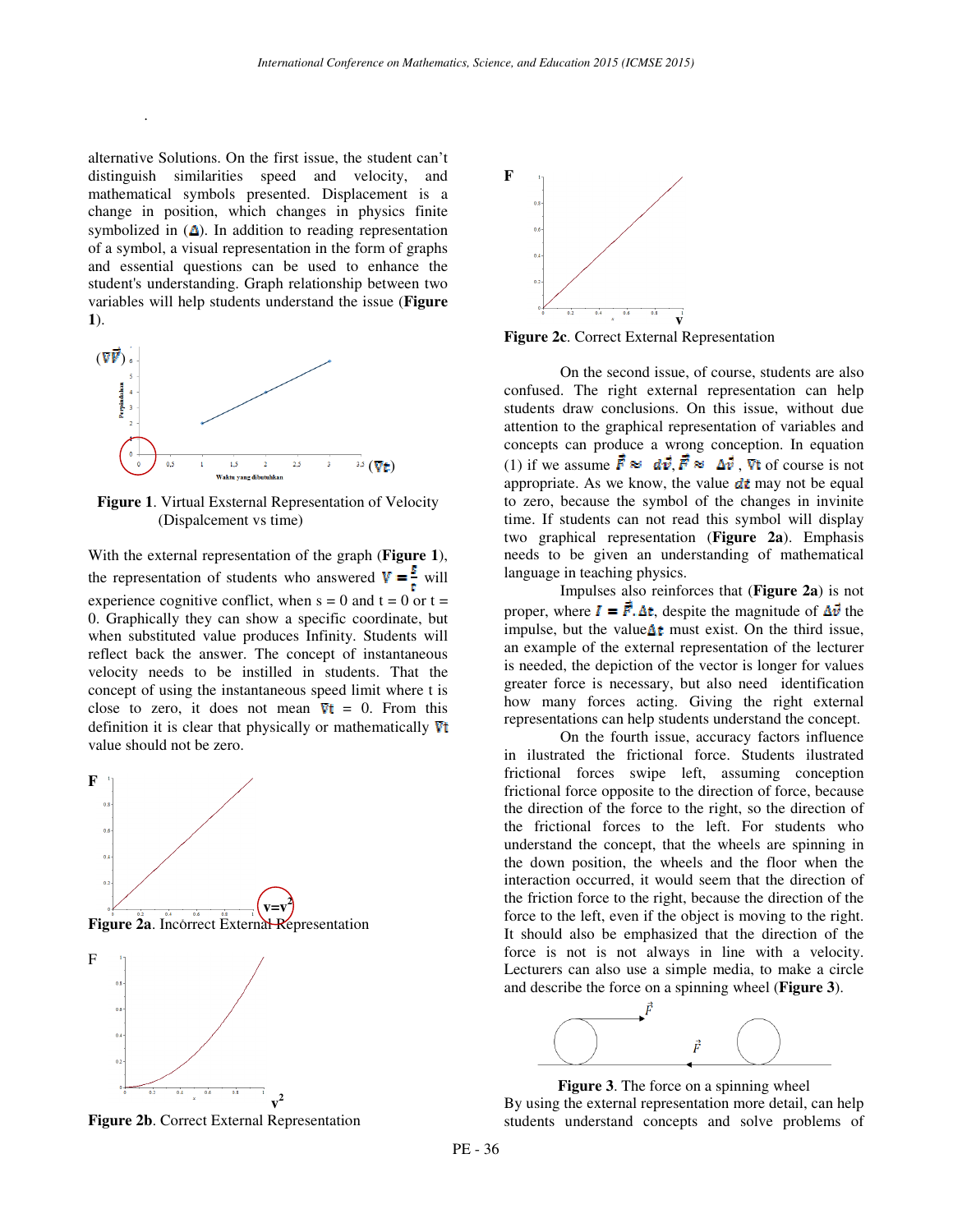alternative Solutions. On the first issue, the student can't distinguish similarities speed and velocity, and mathematical symbols presented. Displacement is a change in position, which changes in physics finite symbolized in ($\Delta$). In addition to reading representation of a symbol, a visual representation in the form of graphs and essential questions can be used to enhance the student's understanding. Graph relationship between two variables will help students understand the issue (**Figure 1**).

**Figure 1**. Virtual Exsternal Representation of Velocity (Dispalcement vs time)

With the external representation of the graph (**Figure 1**), the representation of students who answered $V = \frac{s}{t}$ will experience cognitive conflict, when s = 0 and t = 0 or t = 0. Graphically they can show a specific coordinate, but when substituted value produces Infinity. Students will reflect back the answer. The concept of instantaneous velocity needs to be instilled in students. That the concept of using the instantaneous speed limit where t is close to zero, it does not mean $\nabla t$ = 0. From this definition it is clear that physically or mathematically $\nabla t$ value should not be zero.

**Figure 2a**. Incorrect External Representation

**Figure 2b**. Correct External Representation

**Figure 2c**. Correct External Representation

On the second issue, of course, students are also confused. The right external representation can help students draw conclusions. On this issue, without due attention to the graphical representation of variables and concepts can produce a wrong conception. In equation (1) if we assume $\vec{F} \approx d\vec{v}, \vec{F} \approx \Delta\vec{v}$, $\nabla t$ of course is not appropriate. As we know, the value $dt$ may not be equal to zero, because the symbol of the changes in invinite time. If students can not read this symbol will display two graphical representation (**Figure 2a**). Emphasis needs to be given an understanding of mathematical language in teaching physics.

Impulses also reinforces that (**Figure 2a**) is not proper, where $I = \vec{F}.\Delta t$, despite the magnitude of $\Delta\vec{v}$ the impulse, but the value $\Delta t$ must exist. On the third issue, an example of the external representation of the lecturer is needed, the depiction of the vector is longer for values greater force is necessary, but also need identification how many forces acting. Giving the right external representations can help students understand the concept.

On the fourth issue, accuracy factors influence in ilustrated the frictional force. Students ilustrated frictional forces swipe left, assuming conception frictional force opposite to the direction of force, because the direction of the force to the right, so the direction of the frictional forces to the left. For students who understand the concept, that the wheels are spinning in the down position, the wheels and the floor when the interaction occurred, it would seem that the direction of the friction force to the right, because the direction of the force to the left, even if the object is moving to the right. It should also be emphasized that the direction of the force is not is not always in line with a velocity. Lecturers can also use a simple media, to make a circle and describe the force on a spinning wheel (**Figure 3**).

**Figure 3**. The force on a spinning wheel

By using the external representation more detail, can help students understand concepts and solve problems of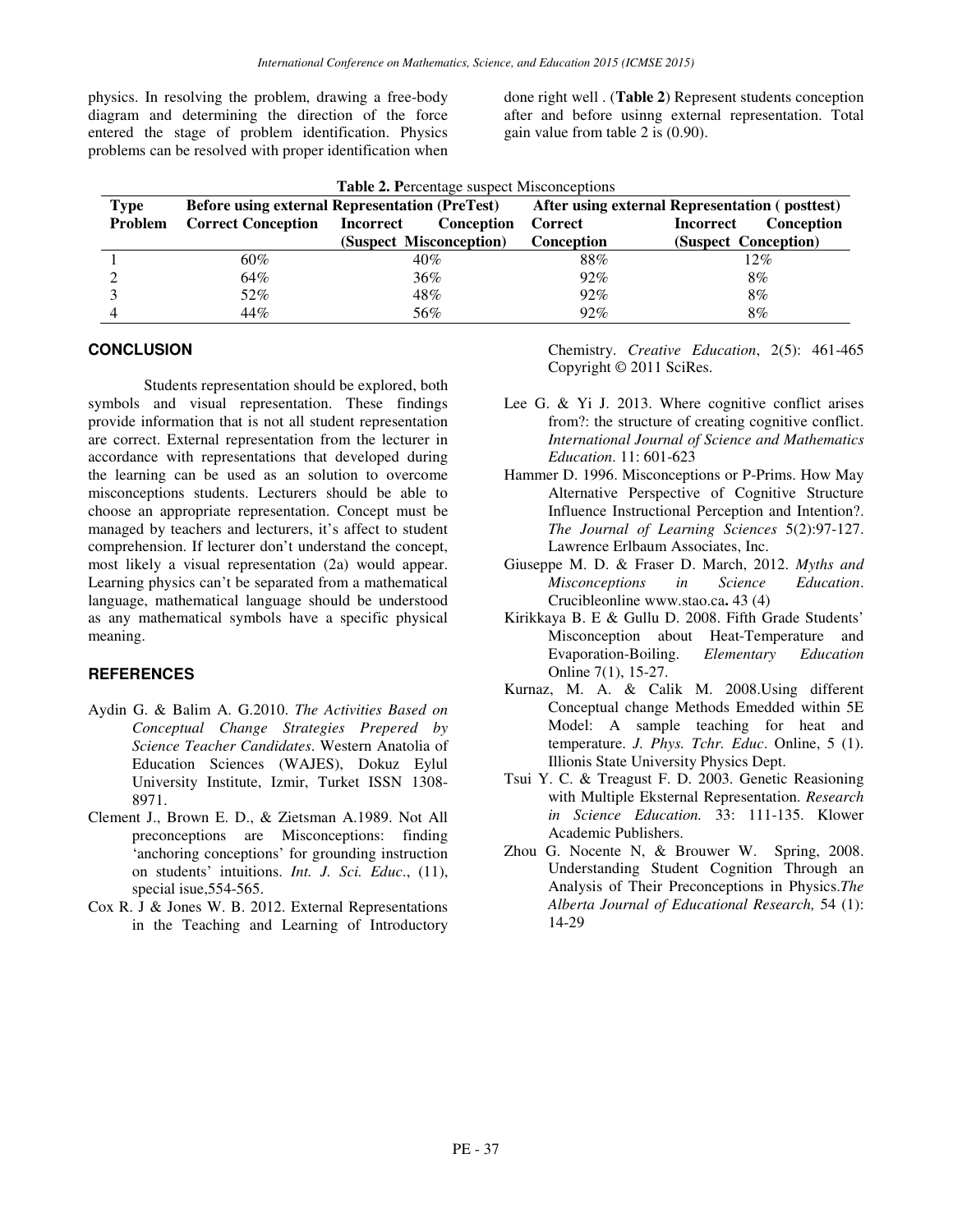physics. In resolving the problem, drawing a free-body diagram and determining the direction of the force entered the stage of problem identification. Physics problems can be resolved with proper identification when done right well . (**Table 2**) Represent students conception after and before usinng external representation. Total gain value from table 2 is (0.90).

**Table 2. P**ercentage suspect Misconceptions

| Type Problem | Before using external Representation (PreTest) | | After using external Representation ( posttest) | |
|---|---|---|---|---|
| | Correct Conception | Incorrect Conception (Suspect Misconception) | Correct Conception | Incorrect Conception (Suspect Conception) |
| 1 | 60% | 40% | 88% | 12% |
| 2 | 64% | 36% | 92% | 8% |
| 3 | 52% | 48% | 92% | 8% |
| 4 | 44% | 56% | 92% | 8% |

## CONCLUSION

Students representation should be explored, both symbols and visual representation. These findings provide information that is not all student representation are correct. External representation from the lecturer in accordance with representations that developed during the learning can be used as an solution to overcome misconceptions students. Lecturers should be able to choose an appropriate representation. Concept must be managed by teachers and lecturers, it's affect to student comprehension. If lecturer don't understand the concept, most likely a visual representation (2a) would appear. Learning physics can't be separated from a mathematical language, mathematical language should be understood as any mathematical symbols have a specific physical meaning.

## REFERENCES

Aydin G. & Balim A. G.2010. *The Activities Based on Conceptual Change Strategies Prepered by Science Teacher Candidates*. Western Anatolia of Education Sciences (WAJES), Dokuz Eylul University Institute, Izmir, Turket ISSN 1308-8971.

Clement J., Brown E. D., & Zietsman A.1989. Not All preconceptions are Misconceptions: finding 'anchoring conceptions' for grounding instruction on students' intuitions. *Int. J. Sci. Educ*., (11), special isue,554-565.

Cox R. J & Jones W. B. 2012. External Representations in the Teaching and Learning of Introductory Chemistry. *Creative Education*, 2(5): 461-465 Copyright © 2011 SciRes.

Lee G. & Yi J. 2013. Where cognitive conflict arises from?: the structure of creating cognitive conflict. *International Journal of Science and Mathematics Education*. 11: 601-623

Hammer D. 1996. Misconceptions or P-Prims. How May Alternative Perspective of Cognitive Structure Influence Instructional Perception and Intention?. *The Journal of Learning Sciences* 5(2):97-127. Lawrence Erlbaum Associates, Inc.

Giuseppe M. D. & Fraser D. March, 2012. *Myths and Misconceptions in Science Education*. Crucibleonline www.stao.ca**.** 43 (4)

Kirikkaya B. E & Gullu D. 2008. Fifth Grade Students' Misconception about Heat-Temperature and Evaporation-Boiling. *Elementary Education* Online 7(1), 15-27.

Kurnaz, M. A. & Calik M. 2008.Using different Conceptual change Methods Emedded within 5E Model: A sample teaching for heat and temperature. *J. Phys. Tchr. Educ*. Online, 5 (1). Illionis State University Physics Dept.

Tsui Y. C. & Treagust F. D. 2003. Genetic Reasioning with Multiple Eksternal Representation. *Research in Science Education.* 33: 111-135. Klower Academic Publishers.

Zhou G. Nocente N, & Brouwer W. Spring, 2008. Understanding Student Cognition Through an Analysis of Their Preconceptions in Physics.*The Alberta Journal of Educational Research,* 54 (1): 14-29